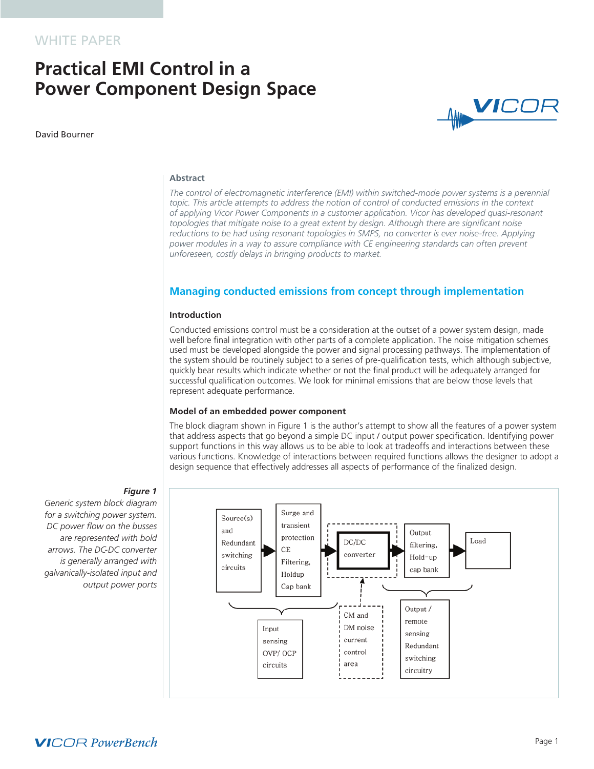WHITE PAPER

# Practical EMI Control in a Power Component Design Space

David Bourner

### Abstract

*The control of electromagnetic interference (EMI) within switched-mode power systems is a perennial topic. This article attempts to address the notion of control of conducted emissions in the context of applying Vicor Power Components in a customer application. Vicor has developed quasi-resonant topologies that mitigate noise to a great extent by design. Although there are significant noise reductions to be had using resonant topologies in SMPS, no converter is ever noise-free. Applying power modules in a way to assure compliance with CE engineering standards can often prevent unforeseen, costly delays in bringing products to market.*

## Managing conducted emissions from concept through implementation

### Introduction

Conducted emissions control must be a consideration at the outset of a power system design, made well before final integration with other parts of a complete application. The noise mitigation schemes used must be developed alongside the power and signal processing pathways. The implementation of the system should be routinely subject to a series of pre-qualification tests, which although subjective, quickly bear results which indicate whether or not the final product will be adequately arranged for successful qualification outcomes. We look for minimal emissions that are below those levels that represent adequate performance.

### Model of an embedded power component

The block diagram shown in Figure 1 is the author's attempt to show all the features of a power system that address aspects that go beyond a simple DC input / output power specification. Identifying power support functions in this way allows us to be able to look at tradeoffs and interactions between these various functions. Knowledge of interactions between required functions allows the designer to adopt a design sequence that effectively addresses all aspects of performance of the finalized design.

Source(s) and Redundant switching circuits

Surge and transient protection CE Filtering, Holdup Cap bank

DC/DC converter

Output filtering, Hold-up cap bank

Load

Input sensing OVP/ OCP circuits

CM and DM noise current control area

Output / remote sensing Redundant switching circuitry

***Figure 1***
*Generic system block diagram for a switching power system. DC power flow on the busses are represented with bold arrows. The DC-DC converter is generally arranged with galvanically-isolated input and output power ports*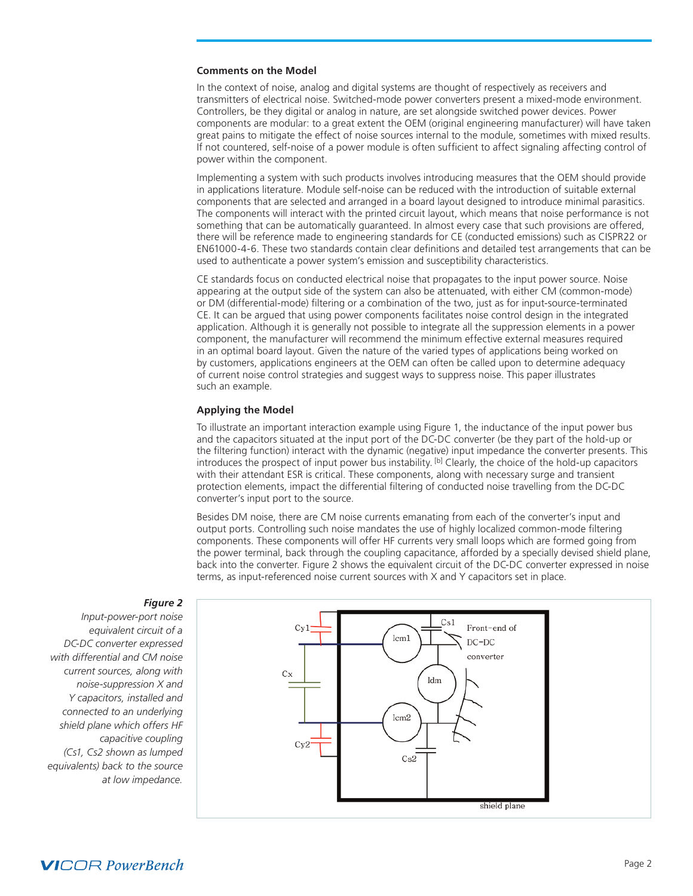### Comments on the Model

In the context of noise, analog and digital systems are thought of respectively as receivers and transmitters of electrical noise. Switched-mode power converters present a mixed-mode environment. Controllers, be they digital or analog in nature, are set alongside switched power devices. Power components are modular: to a great extent the OEM (original engineering manufacturer) will have taken great pains to mitigate the effect of noise sources internal to the module, sometimes with mixed results. If not countered, self-noise of a power module is often sufficient to affect signaling affecting control of power within the component.

Implementing a system with such products involves introducing measures that the OEM should provide in applications literature. Module self-noise can be reduced with the introduction of suitable external components that are selected and arranged in a board layout designed to introduce minimal parasitics. The components will interact with the printed circuit layout, which means that noise performance is not something that can be automatically guaranteed. In almost every case that such provisions are offered, there will be reference made to engineering standards for CE (conducted emissions) such as CISPR22 or EN61000-4-6. These two standards contain clear definitions and detailed test arrangements that can be used to authenticate a power system's emission and susceptibility characteristics.

CE standards focus on conducted electrical noise that propagates to the input power source. Noise appearing at the output side of the system can also be attenuated, with either CM (common-mode) or DM (differential-mode) filtering or a combination of the two, just as for input-source-terminated CE. It can be argued that using power components facilitates noise control design in the integrated application. Although it is generally not possible to integrate all the suppression elements in a power component, the manufacturer will recommend the minimum effective external measures required in an optimal board layout. Given the nature of the varied types of applications being worked on by customers, applications engineers at the OEM can often be called upon to determine adequacy of current noise control strategies and suggest ways to suppress noise. This paper illustrates such an example.

### Applying the Model

To illustrate an important interaction example using Figure 1, the inductance of the input power bus and the capacitors situated at the input port of the DC-DC converter (be they part of the hold-up or the filtering function) interact with the dynamic (negative) input impedance the converter presents. This introduces the prospect of input power bus instability. [b] Clearly, the choice of the hold-up capacitors with their attendant ESR is critical. These components, along with necessary surge and transient protection elements, impact the differential filtering of conducted noise travelling from the DC-DC converter's input port to the source.

Besides DM noise, there are CM noise currents emanating from each of the converter's input and output ports. Controlling such noise mandates the use of highly localized common-mode filtering components. These components will offer HF currents very small loops which are formed going from the power terminal, back through the coupling capacitance, afforded by a specially devised shield plane, back into the converter. Figure 2 shows the equivalent circuit of the DC-DC converter expressed in noise terms, as input-referenced noise current sources with X and Y capacitors set in place.

Cy1
Cs1
Front-end of DC-DC converter
Icm1
Cx
Idm
Icm2
Cy2
Cs2
shield plane

***Figure 2***
*Input-power-port noise equivalent circuit of a DC-DC converter expressed with differential and CM noise current sources, along with noise-suppression X and Y capacitors, installed and connected to an underlying shield plane which offers HF capacitive coupling (Cs1, Cs2 shown as lumped equivalents) back to the source at low impedance.*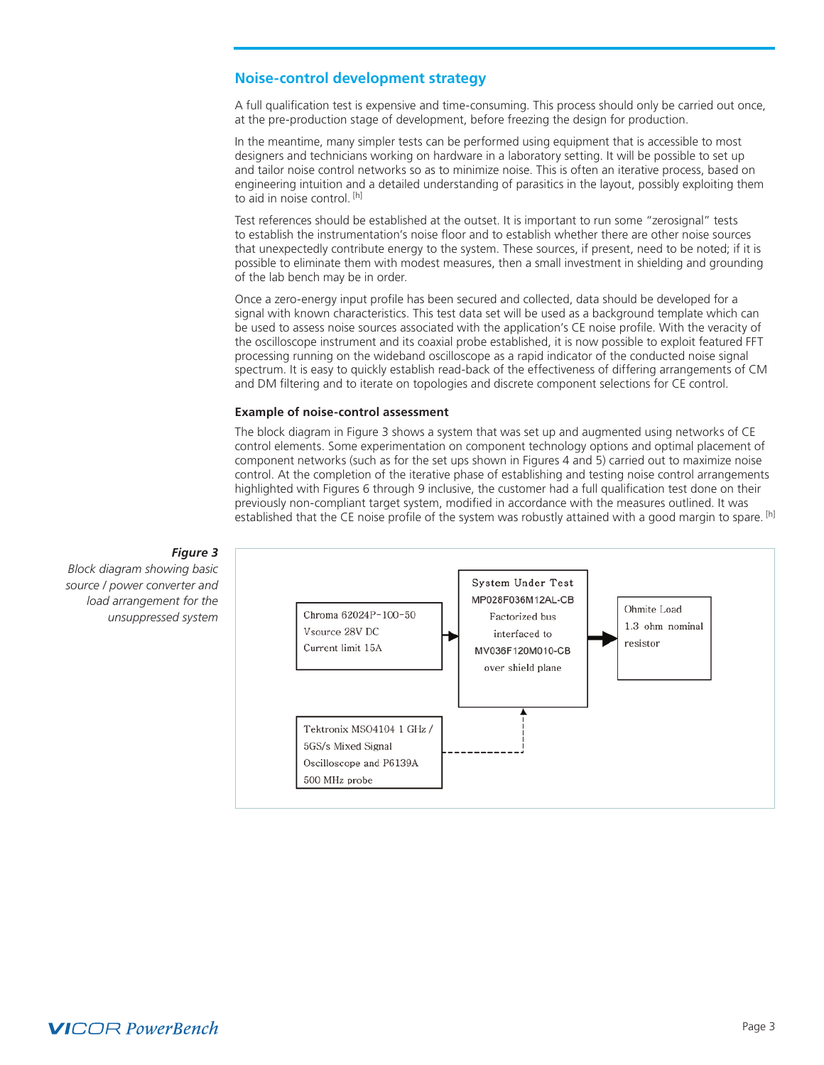## Noise-control development strategy

A full qualification test is expensive and time-consuming. This process should only be carried out once, at the pre-production stage of development, before freezing the design for production.

In the meantime, many simpler tests can be performed using equipment that is accessible to most designers and technicians working on hardware in a laboratory setting. It will be possible to set up and tailor noise control networks so as to minimize noise. This is often an iterative process, based on engineering intuition and a detailed understanding of parasitics in the layout, possibly exploiting them to aid in noise control. [h]

Test references should be established at the outset. It is important to run some "zerosignal" tests to establish the instrumentation's noise floor and to establish whether there are other noise sources that unexpectedly contribute energy to the system. These sources, if present, need to be noted; if it is possible to eliminate them with modest measures, then a small investment in shielding and grounding of the lab bench may be in order.

Once a zero-energy input profile has been secured and collected, data should be developed for a signal with known characteristics. This test data set will be used as a background template which can be used to assess noise sources associated with the application's CE noise profile. With the veracity of the oscilloscope instrument and its coaxial probe established, it is now possible to exploit featured FFT processing running on the wideband oscilloscope as a rapid indicator of the conducted noise signal spectrum. It is easy to quickly establish read-back of the effectiveness of differing arrangements of CM and DM filtering and to iterate on topologies and discrete component selections for CE control.

### Example of noise-control assessment

The block diagram in Figure 3 shows a system that was set up and augmented using networks of CE control elements. Some experimentation on component technology options and optimal placement of component networks (such as for the set ups shown in Figures 4 and 5) carried out to maximize noise control. At the completion of the iterative phase of establishing and testing noise control arrangements highlighted with Figures 6 through 9 inclusive, the customer had a full qualification test done on their previously non-compliant target system, modified in accordance with the measures outlined. It was established that the CE noise profile of the system was robustly attained with a good margin to spare. [h]

***Figure 3***

*Block diagram showing basic source / power converter and load arrangement for the unsuppressed system*

Chroma 62024P-100-50
Vsource 28V DC
Current limit 15A

System Under Test
MP028F036M12AL-CB
Factorized bus
interfaced to
MV036F120M010-CB
over shield plane

Ohmite Load
1.3 ohm nominal
resistor

Tektronix MSO4104 1 GHz /
5GS/s Mixed Signal
Oscilloscope and P6139A
500 MHz probe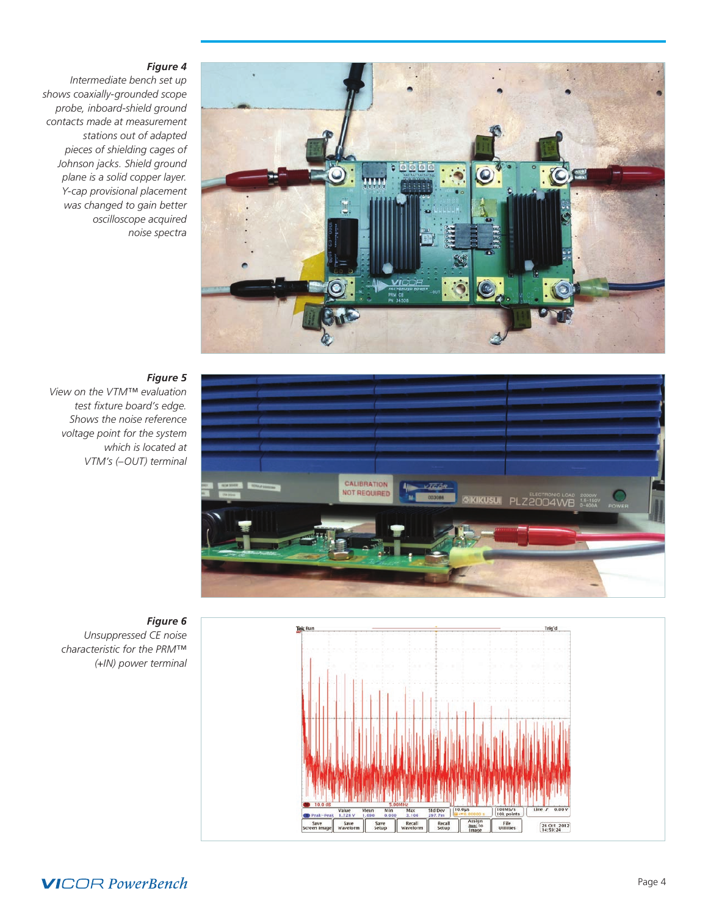***Figure 4***

*Intermediate bench set up shows coaxially-grounded scope probe, inboard-shield ground contacts made at measurement stations out of adapted pieces of shielding cages of Johnson jacks. Shield ground plane is a solid copper layer. Y-cap provisional placement was changed to gain better oscilloscope acquired noise spectra*

***Figure 5***

*View on the VTM™ evaluation test fixture board's edge. Shows the noise reference voltage point for the system which is located at VTM's (–OUT) terminal*

***Figure 6***

*Unsuppressed CE noise characteristic for the PRM™ (+IN) power terminal*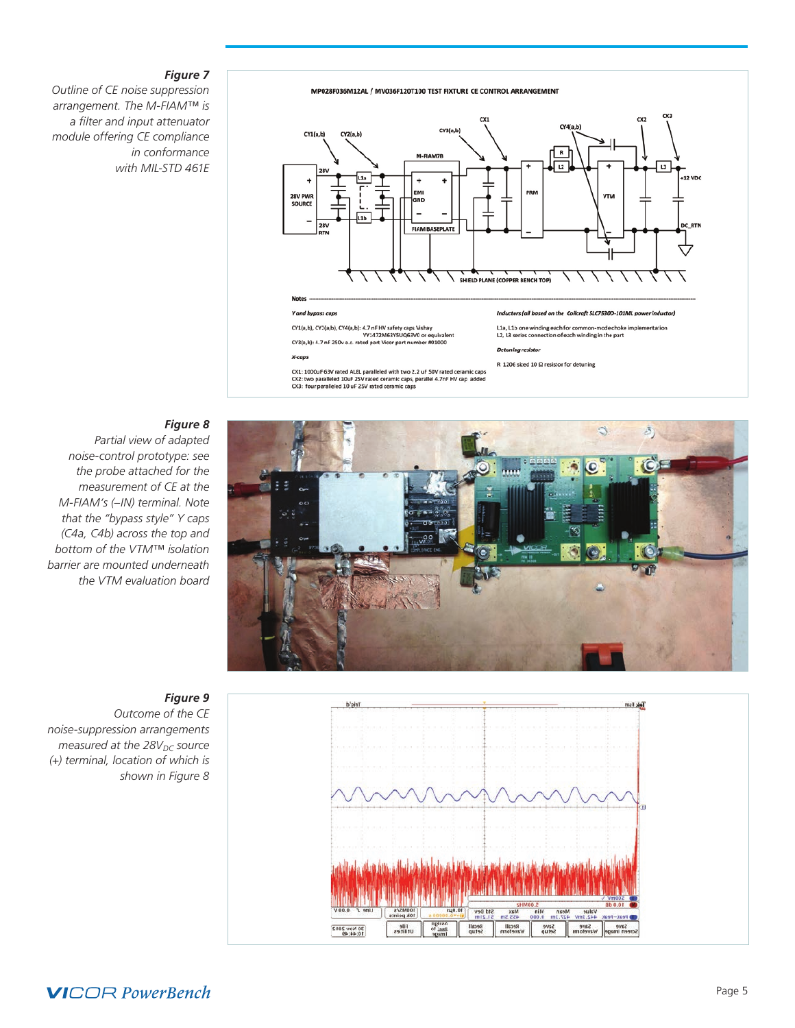**Figure 7**
*Outline of CE noise suppression arrangement. The M-FIAM™ is a filter and input attenuator module offering CE compliance in conformance with MIL-STD 461E*

MP028F036M12AL / MV036F120T100 TEST FIXTURE CE CONTROL ARRANGEMENT

CY1(a,b)
CY2(a,b)
CY3(a,b)
CX1
CY4(a,b)
CX2
CX3
M-FIAM7B
L1a
L1b
EMI GND
FIAM BASEPLATE
PRM
VTM
R
L2
L3
28V PWR SOURCE
28V
28V RTN
+12 VDC
DC_RTN
SHIELD PLANE (COPPER BENCH TOP)

Notes

*Y and bypass caps*

CY1(a,b), CY2(a,b), CY4(a,b): 4.7 nF HV safety caps Vishay VY1472M63Y5UQ63V0 or equivalent
CY3(a,b): 4.7 nF 250v a.c. rated part Vicor part number #01000

*X-caps*

CX1: 1000uF 63V rated ALEL paralleled with two 2.2 uF 50V rated ceramic caps
CX2: two paralleled 10uF 25V rated ceramic caps, parallel 4.7nF HV cap added
CX3: four paralleled 10 uF 25V rated ceramic caps

*Inductors (all based on the Coilcraft SLC7530D-101ML power inductor)*

L1a, L1b one winding each for common-mode choke implementation
L2, L3 series connection of each winding in the part

*Detuning resistor*

R 1206 sized 10 Ω resistor for detuning

**Figure 8**
*Partial view of adapted noise-control prototype: see the probe attached for the measurement of CE at the M-FIAM's (–IN) terminal. Note that the "bypass style" Y caps (C4a, C4b) across the top and bottom of the VTM™ isolation barrier are mounted underneath the VTM evaluation board*

**Figure 9**
*Outcome of the CE noise-suppression arrangements measured at the 28$V_{DC}$ source (+) terminal, location of which is shown in Figure 8*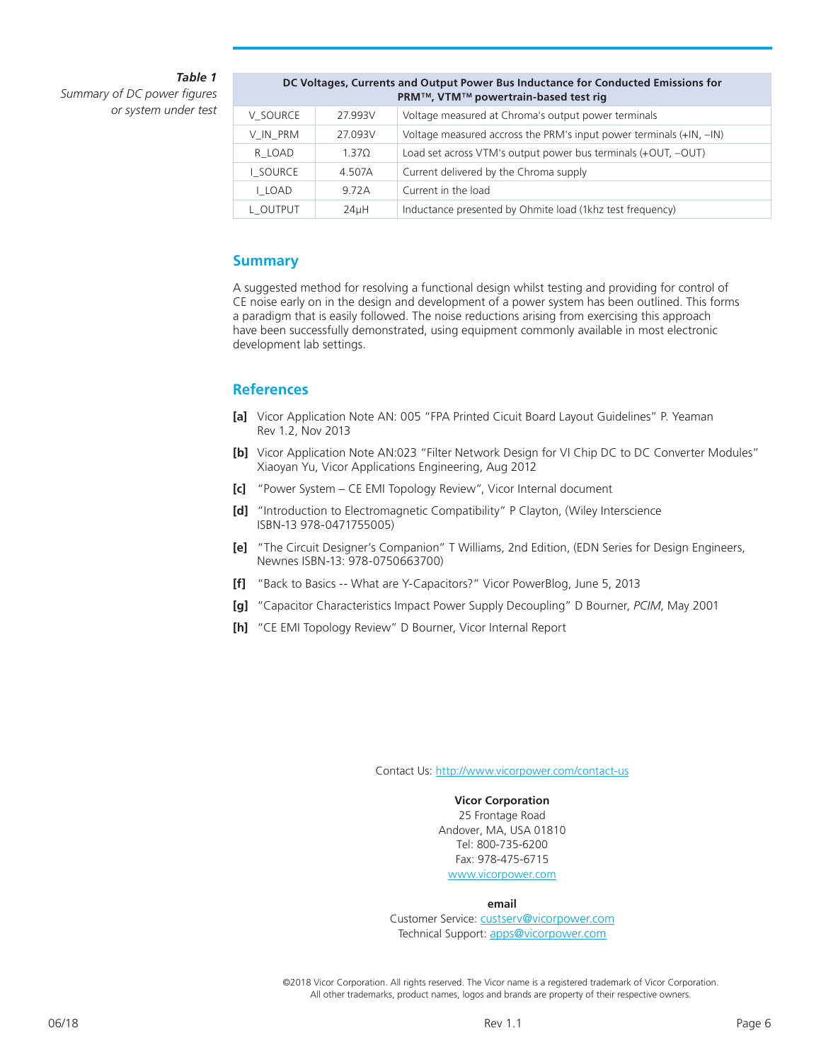*Table 1*
*Summary of DC power figures or system under test*

| DC Voltages, Currents and Output Power Bus Inductance for Conducted Emissions for PRM™, VTM™ powertrain-based test rig | | |
|---|---|---|
| V_SOURCE | 27.993V | Voltage measured at Chroma's output power terminals |
| V_IN_PRM | 27.093V | Voltage measured accross the PRM's input power terminals (+IN, –IN) |
| R_LOAD | 1.37Ω | Load set across VTM's output power bus terminals (+OUT, –OUT) |
| I_SOURCE | 4.507A | Current delivered by the Chroma supply |
| I_LOAD | 9.72A | Current in the load |
| L_OUTPUT | 24µH | Inductance presented by Ohmite load (1khz test frequency) |

## Summary

A suggested method for resolving a functional design whilst testing and providing for control of CE noise early on in the design and development of a power system has been outlined. This forms a paradigm that is easily followed. The noise reductions arising from exercising this approach have been successfully demonstrated, using equipment commonly available in most electronic development lab settings.

## References

**[a]** Vicor Application Note AN: 005 "FPA Printed Cicuit Board Layout Guidelines" P. Yeaman Rev 1.2, Nov 2013

**[b]** Vicor Application Note AN:023 "Filter Network Design for VI Chip DC to DC Converter Modules" Xiaoyan Yu, Vicor Applications Engineering, Aug 2012

**[c]** "Power System – CE EMI Topology Review", Vicor Internal document

**[d]** "Introduction to Electromagnetic Compatibility" P Clayton, (Wiley Interscience ISBN-13 978-0471755005)

**[e]** "The Circuit Designer's Companion" T Williams, 2nd Edition, (EDN Series for Design Engineers, Newnes ISBN-13: 978-0750663700)

**[f]** "Back to Basics -- What are Y-Capacitors?" Vicor PowerBlog, June 5, 2013

**[g]** "Capacitor Characteristics Impact Power Supply Decoupling" D Bourner, *PCIM*, May 2001

**[h]** "CE EMI Topology Review" D Bourner, Vicor Internal Report

Contact Us: http://www.vicorpower.com/contact-us

**Vicor Corporation**
25 Frontage Road
Andover, MA, USA 01810
Tel: 800-735-6200
Fax: 978-475-6715
www.vicorpower.com

**email**
Customer Service: custserv@vicorpower.com
Technical Support: apps@vicorpower.com

©2018 Vicor Corporation. All rights reserved. The Vicor name is a registered trademark of Vicor Corporation.
All other trademarks, product names, logos and brands are property of their respective owners.

06/18 Rev 1.1